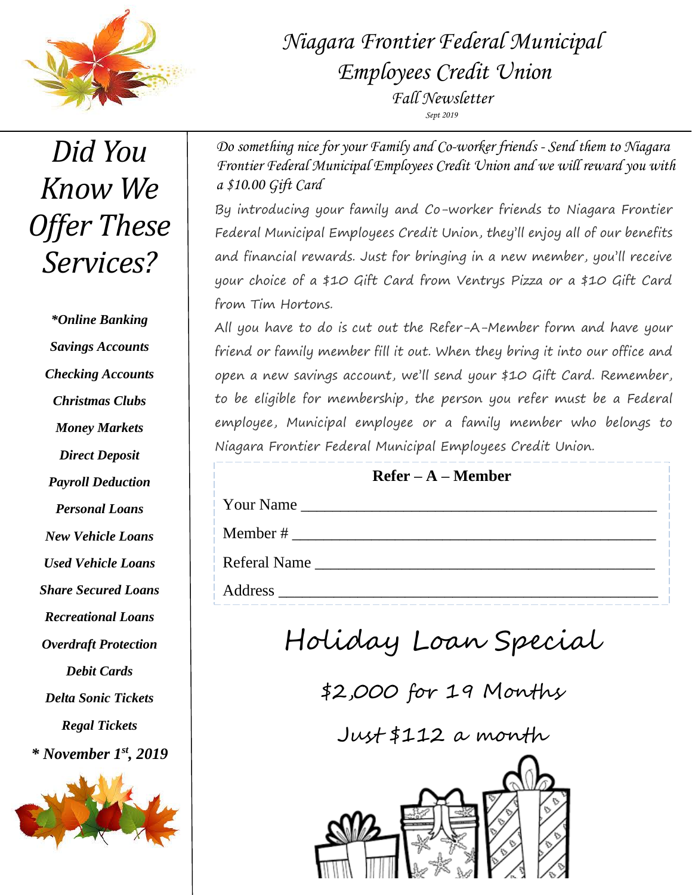# *Niagara Frontier Federal Municipal Employees Credit Union*

*Fall Newsletter*

*Sept 2019*

## *Did You Know We Offer These Services?*

***Online Banking**

***Savings Accounts***

***Checking Accounts***

***Christmas Clubs***

***Money Markets***

***Direct Deposit***

***Payroll Deduction***

***Personal Loans***

***New Vehicle Loans***

***Used Vehicle Loans***

***Share Secured Loans***

***Recreational Loans***

***Overdraft Protection***

***Debit Cards***

***Delta Sonic Tickets***

***Regal Tickets***

***** November 1st, 2019***

*Do something nice for your Family and Co-worker friends - Send them to Niagara Frontier Federal Municipal Employees Credit Union and we will reward you with a $10.00 Gift Card*

By introducing your family and Co-worker friends to Niagara Frontier Federal Municipal Employees Credit Union, they'll enjoy all of our benefits and financial rewards. Just for bringing in a new member, you'll receive your choice of a $10 Gift Card from Ventrys Pizza or a $10 Gift Card from Tim Hortons.

All you have to do is cut out the Refer-A-Member form and have your friend or family member fill it out. When they bring it into our office and open a new savings account, we'll send your $10 Gift Card. Remember, to be eligible for membership, the person you refer must be a Federal employee, Municipal employee or a family member who belongs to Niagara Frontier Federal Municipal Employees Credit Union.

**Refer – A – Member**

Your Name ____________________________________________

Member # _____________________________________________

Referal Name __________________________________________

Address ______________________________________________

## Holiday Loan Special

$2,000 for 19 Months

Just $112 a month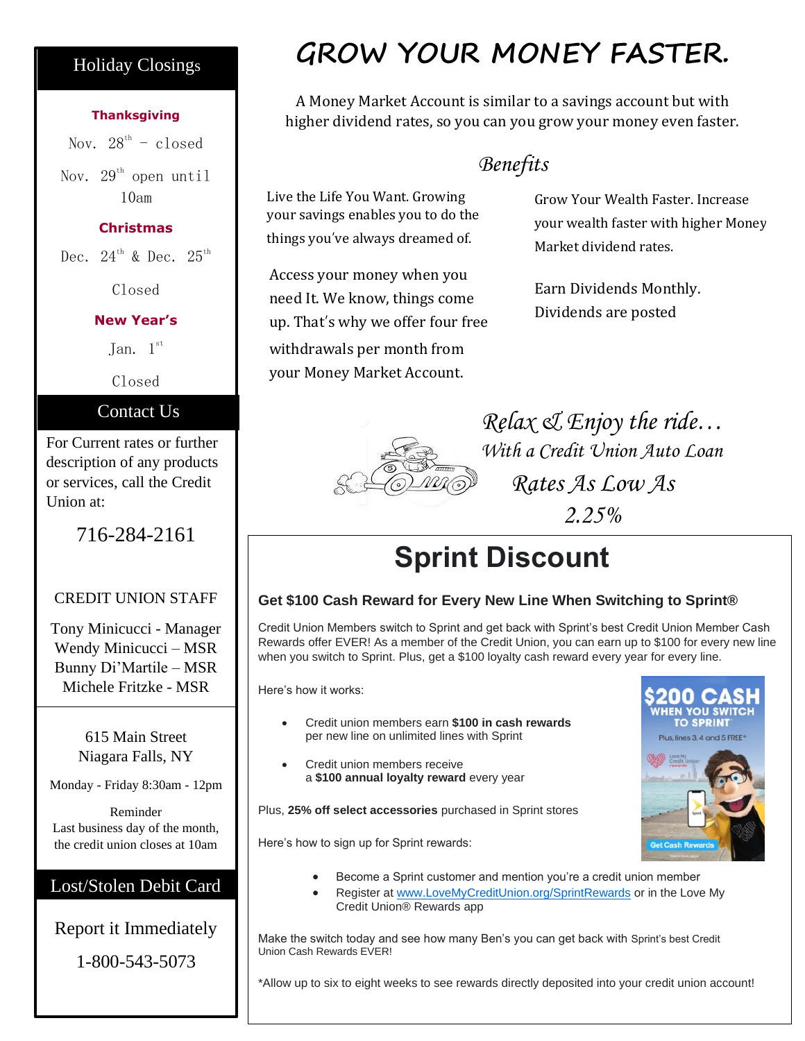## Holiday Closings

**Thanksgiving**

Nov. 28th – closed

Nov. 29th open until 10am

**Christmas**

Dec. 24th & Dec. 25th

Closed

**New Year's**

Jan. 1st

Closed

## Contact Us

For Current rates or further description of any products or services, call the Credit Union at:

716-284-2161

CREDIT UNION STAFF

Tony Minicucci - Manager
Wendy Minicucci – MSR
Bunny Di'Martile – MSR
Michele Fritzke - MSR

615 Main Street
Niagara Falls, NY

Monday - Friday 8:30am - 12pm

Reminder
Last business day of the month, the credit union closes at 10am

## Lost/Stolen Debit Card

Report it Immediately

1-800-543-5073

# GROW YOUR MONEY FASTER.

A Money Market Account is similar to a savings account but with higher dividend rates, so you can you grow your money even faster.

### *Benefits*

Live the Life You Want. Growing your savings enables you to do the things you've always dreamed of.

Access your money when you need It. We know, things come up. That's why we offer four free withdrawals per month from your Money Market Account.

Grow Your Wealth Faster. Increase your wealth faster with higher Money Market dividend rates.

Earn Dividends Monthly. Dividends are posted

*Relax & Enjoy the ride…*
*With a Credit Union Auto Loan*
*Rates As Low As*
*2.25%*

# Sprint Discount

### Get $100 Cash Reward for Every New Line When Switching to Sprint®

Credit Union Members switch to Sprint and get back with Sprint's best Credit Union Member Cash Rewards offer EVER! As a member of the Credit Union, you can earn up to $100 for every new line when you switch to Sprint. Plus, get a $100 loyalty cash reward every year for every line.

Here's how it works:

- Credit union members earn **$100 in cash rewards** per new line on unlimited lines with Sprint
- Credit union members receive a **$100 annual loyalty reward** every year

Plus, **25% off select accessories** purchased in Sprint stores

Here's how to sign up for Sprint rewards:

- Become a Sprint customer and mention you're a credit union member
- Register at www.LoveMyCreditUnion.org/SprintRewards or in the Love My Credit Union® Rewards app

$200 CASH WHEN YOU SWITCH TO SPRINT
Plus, lines 3, 4 and 5 FREE*
Get Cash Rewards

Make the switch today and see how many Ben's you can get back with Sprint's best Credit Union Cash Rewards EVER!

*Allow up to six to eight weeks to see rewards directly deposited into your credit union account!